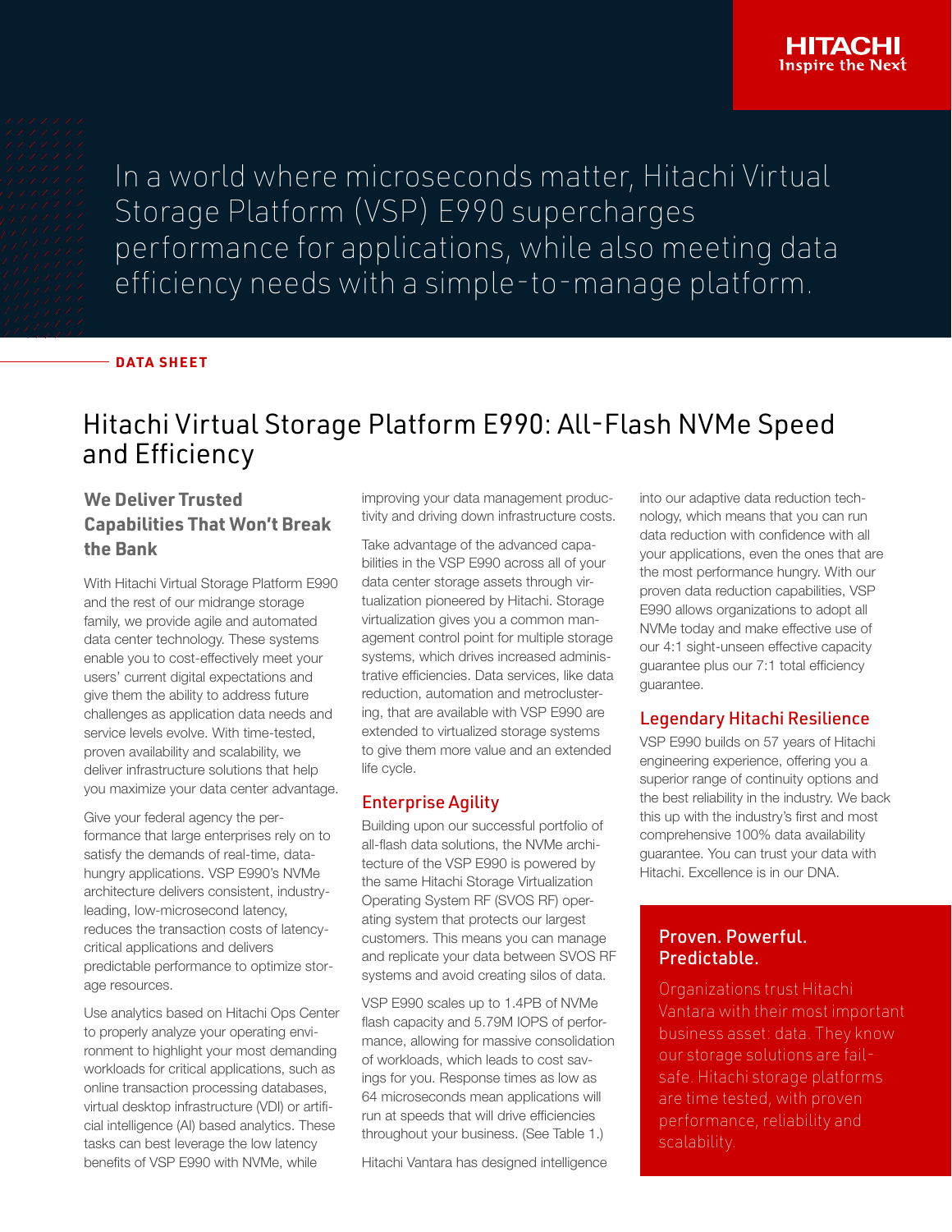In a world where microseconds matter, Hitachi Virtual Storage Platform (VSP) E990 supercharges performance for applications, while also meeting data efficiency needs with a simple-to-manage platform.

**DATA SHEET**

# Hitachi Virtual Storage Platform E990: All-Flash NVMe Speed and Efficiency

## We Deliver Trusted Capabilities That Won't Break the Bank

With Hitachi Virtual Storage Platform E990 and the rest of our midrange storage family, we provide agile and automated data center technology. These systems enable you to cost-effectively meet your users' current digital expectations and give them the ability to address future challenges as application data needs and service levels evolve. With time-tested, proven availability and scalability, we deliver infrastructure solutions that help you maximize your data center advantage.

Give your federal agency the performance that large enterprises rely on to satisfy the demands of real-time, data-hungry applications. VSP E990's NVMe architecture delivers consistent, industry-leading, low-microsecond latency, reduces the transaction costs of latency-critical applications and delivers predictable performance to optimize storage resources.

Use analytics based on Hitachi Ops Center to properly analyze your operating environment to highlight your most demanding workloads for critical applications, such as online transaction processing databases, virtual desktop infrastructure (VDI) or artificial intelligence (AI) based analytics. These tasks can best leverage the low latency benefits of VSP E990 with NVMe, while improving your data management productivity and driving down infrastructure costs.

Take advantage of the advanced capabilities in the VSP E990 across all of your data center storage assets through virtualization pioneered by Hitachi. Storage virtualization gives you a common management control point for multiple storage systems, which drives increased administrative efficiencies. Data services, like data reduction, automation and metroclustering, that are available with VSP E990 are extended to virtualized storage systems to give them more value and an extended life cycle.

## Enterprise Agility

Building upon our successful portfolio of all-flash data solutions, the NVMe architecture of the VSP E990 is powered by the same Hitachi Storage Virtualization Operating System RF (SVOS RF) operating system that protects our largest customers. This means you can manage and replicate your data between SVOS RF systems and avoid creating silos of data.

VSP E990 scales up to 1.4PB of NVMe flash capacity and 5.79M IOPS of performance, allowing for massive consolidation of workloads, which leads to cost savings for you. Response times as low as 64 microseconds mean applications will run at speeds that will drive efficiencies throughout your business. (See Table 1.)

Hitachi Vantara has designed intelligence into our adaptive data reduction technology, which means that you can run data reduction with confidence with all your applications, even the ones that are the most performance hungry. With our proven data reduction capabilities, VSP E990 allows organizations to adopt all NVMe today and make effective use of our 4:1 sight-unseen effective capacity guarantee plus our 7:1 total efficiency guarantee.

## Legendary Hitachi Resilience

VSP E990 builds on 57 years of Hitachi engineering experience, offering you a superior range of continuity options and the best reliability in the industry. We back this up with the industry's first and most comprehensive 100% data availability guarantee. You can trust your data with Hitachi. Excellence is in our DNA.

### Proven. Powerful. Predictable.

Organizations trust Hitachi Vantara with their most important business asset: data. They know our storage solutions are fail-safe. Hitachi storage platforms are time tested, with proven performance, reliability and scalability.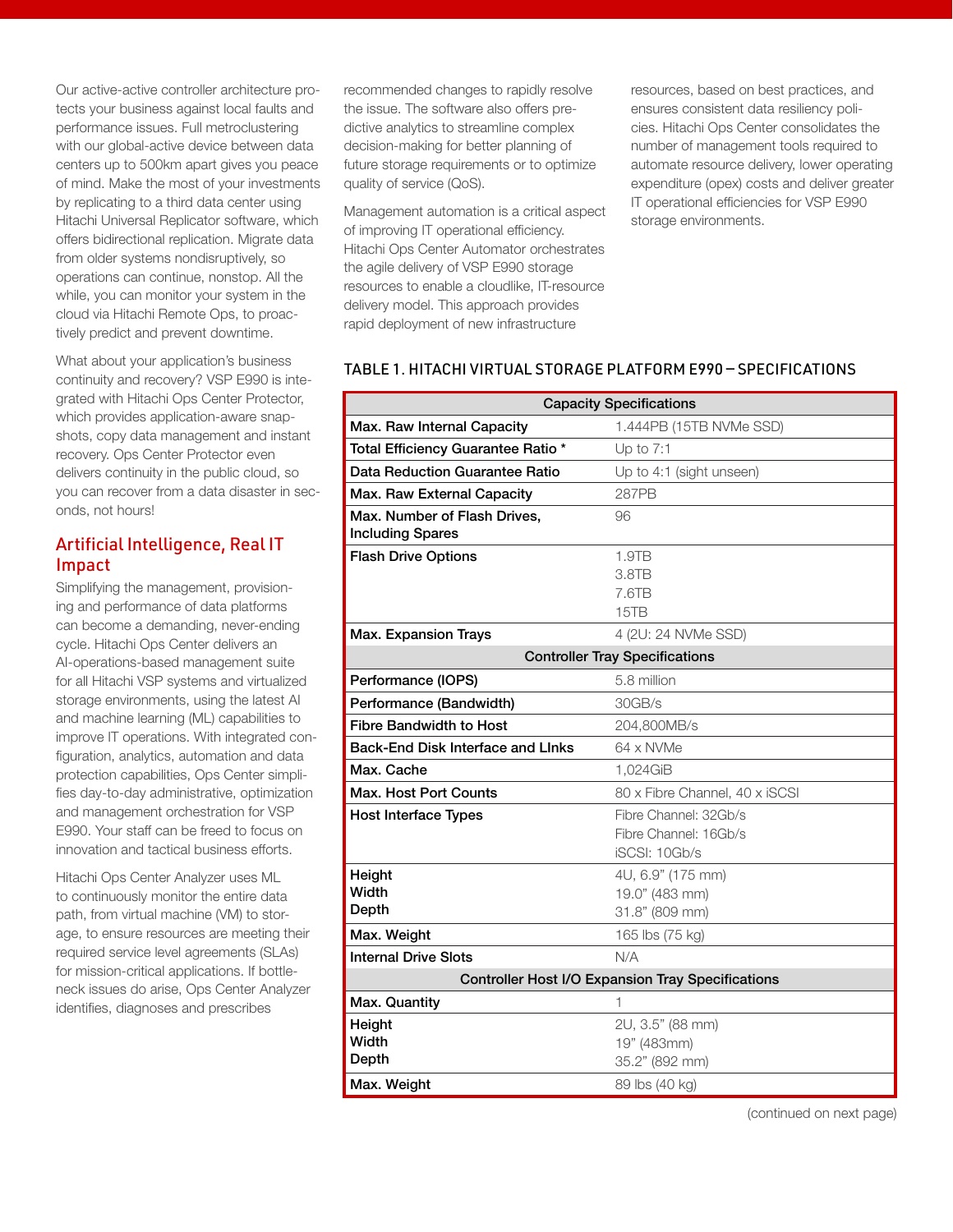Our active-active controller architecture protects your business against local faults and performance issues. Full metroclustering with our global-active device between data centers up to 500km apart gives you peace of mind. Make the most of your investments by replicating to a third data center using Hitachi Universal Replicator software, which offers bidirectional replication. Migrate data from older systems nondisruptively, so operations can continue, nonstop. All the while, you can monitor your system in the cloud via Hitachi Remote Ops, to proactively predict and prevent downtime.

What about your application's business continuity and recovery? VSP E990 is integrated with Hitachi Ops Center Protector, which provides application-aware snapshots, copy data management and instant recovery. Ops Center Protector even delivers continuity in the public cloud, so you can recover from a data disaster in seconds, not hours!

## Artificial Intelligence, Real IT Impact

Simplifying the management, provisioning and performance of data platforms can become a demanding, never-ending cycle. Hitachi Ops Center delivers an AI-operations-based management suite for all Hitachi VSP systems and virtualized storage environments, using the latest AI and machine learning (ML) capabilities to improve IT operations. With integrated configuration, analytics, automation and data protection capabilities, Ops Center simplifies day-to-day administrative, optimization and management orchestration for VSP E990. Your staff can be freed to focus on innovation and tactical business efforts.

Hitachi Ops Center Analyzer uses ML to continuously monitor the entire data path, from virtual machine (VM) to storage, to ensure resources are meeting their required service level agreements (SLAs) for mission-critical applications. If bottleneck issues do arise, Ops Center Analyzer identifies, diagnoses and prescribes recommended changes to rapidly resolve the issue. The software also offers predictive analytics to streamline complex decision-making for better planning of future storage requirements or to optimize quality of service (QoS).

Management automation is a critical aspect of improving IT operational efficiency. Hitachi Ops Center Automator orchestrates the agile delivery of VSP E990 storage resources to enable a cloudlike, IT-resource delivery model. This approach provides rapid deployment of new infrastructure resources, based on best practices, and ensures consistent data resiliency policies. Hitachi Ops Center consolidates the number of management tools required to automate resource delivery, lower operating expenditure (opex) costs and deliver greater IT operational efficiencies for VSP E990 storage environments.

TABLE 1. HITACHI VIRTUAL STORAGE PLATFORM E990 – SPECIFICATIONS

| Capacity Specifications | |
|---|---|
| **Max. Raw Internal Capacity** | 1.444PB (15TB NVMe SSD) |
| **Total Efficiency Guarantee Ratio *** | Up to 7:1 |
| **Data Reduction Guarantee Ratio** | Up to 4:1 (sight unseen) |
| **Max. Raw External Capacity** | 287PB |
| **Max. Number of Flash Drives, Including Spares** | 96 |
| **Flash Drive Options** | 1.9TB<br>3.8TB<br>7.6TB<br>15TB |
| **Max. Expansion Trays** | 4 (2U: 24 NVMe SSD) |
| **Controller Tray Specifications** | |
| **Performance (IOPS)** | 5.8 million |
| **Performance (Bandwidth)** | 30GB/s |
| **Fibre Bandwidth to Host** | 204,800MB/s |
| **Back-End Disk Interface and LInks** | 64 x NVMe |
| **Max. Cache** | 1,024GiB |
| **Max. Host Port Counts** | 80 x Fibre Channel, 40 x iSCSI |
| **Host Interface Types** | Fibre Channel: 32Gb/s<br>Fibre Channel: 16Gb/s<br>iSCSI: 10Gb/s |
| **Height**<br>**Width**<br>**Depth** | 4U, 6.9" (175 mm)<br>19.0" (483 mm)<br>31.8" (809 mm) |
| **Max. Weight** | 165 lbs (75 kg) |
| **Internal Drive Slots** | N/A |
| **Controller Host I/O Expansion Tray Specifications** | |
| **Max. Quantity** | 1 |
| **Height**<br>**Width**<br>**Depth** | 2U, 3.5" (88 mm)<br>19" (483mm)<br>35.2" (892 mm) |
| **Max. Weight** | 89 lbs (40 kg) |

(continued on next page)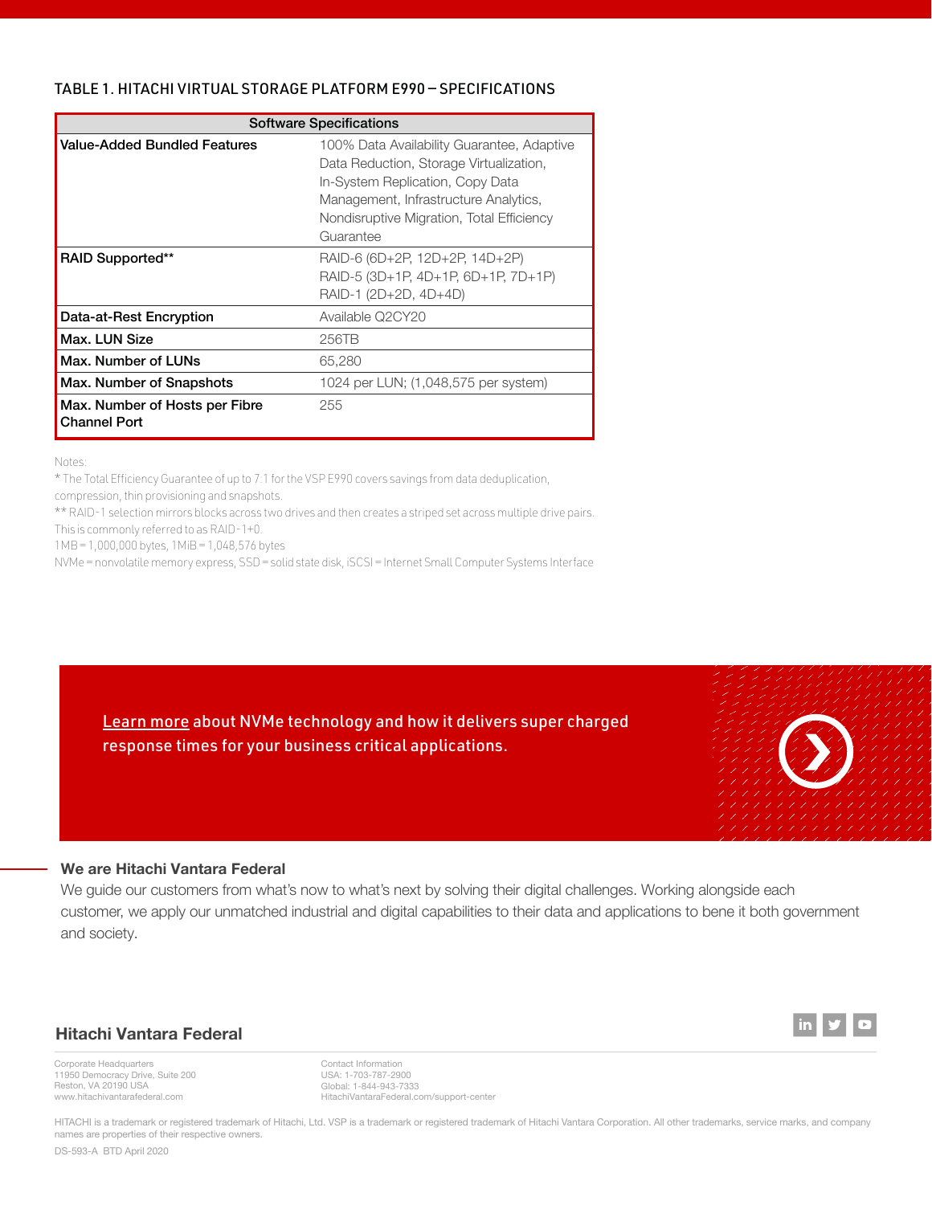TABLE 1. HITACHI VIRTUAL STORAGE PLATFORM E990 – SPECIFICATIONS

| Software Specifications | |
|---|---|
| **Value-Added Bundled Features** | 100% Data Availability Guarantee, Adaptive Data Reduction, Storage Virtualization, In-System Replication, Copy Data Management, Infrastructure Analytics, Nondisruptive Migration, Total Efficiency Guarantee |
| **RAID Supported**** | RAID-6 (6D+2P, 12D+2P, 14D+2P)<br>RAID-5 (3D+1P, 4D+1P, 6D+1P, 7D+1P)<br>RAID-1 (2D+2D, 4D+4D) |
| **Data-at-Rest Encryption** | Available Q2CY20 |
| **Max. LUN Size** | 256TB |
| **Max. Number of LUNs** | 65,280 |
| **Max. Number of Snapshots** | 1024 per LUN; (1,048,575 per system) |
| **Max. Number of Hosts per Fibre Channel Port** | 255 |

Notes:
* The Total Efficiency Guarantee of up to 7:1 for the VSP E990 covers savings from data deduplication, compression, thin provisioning and snapshots.
** RAID-1 selection mirrors blocks across two drives and then creates a striped set across multiple drive pairs. This is commonly referred to as RAID-1+0.
1MB = 1,000,000 bytes, 1MiB = 1,048,576 bytes
NVMe = nonvolatile memory express, SSD = solid state disk, iSCSI = Internet Small Computer Systems Interface

Learn more about NVMe technology and how it delivers super charged response times for your business critical applications.

**We are Hitachi Vantara Federal**

We guide our customers from what's now to what's next by solving their digital challenges. Working alongside each customer, we apply our unmatched industrial and digital capabilities to their data and applications to bene it both government and society.

**Hitachi Vantara Federal**

Corporate Headquarters
11950 Democracy Drive, Suite 200
Reston, VA 20190 USA
www.hitachivantarafederal.com

Contact Information
USA: 1-703-787-2900
Global: 1-844-943-7333
HitachiVantaraFederal.com/support-center

HITACHI is a trademark or registered trademark of Hitachi, Ltd. VSP is a trademark or registered trademark of Hitachi Vantara Corporation. All other trademarks, service marks, and company names are properties of their respective owners.

DS-593-A BTD April 2020